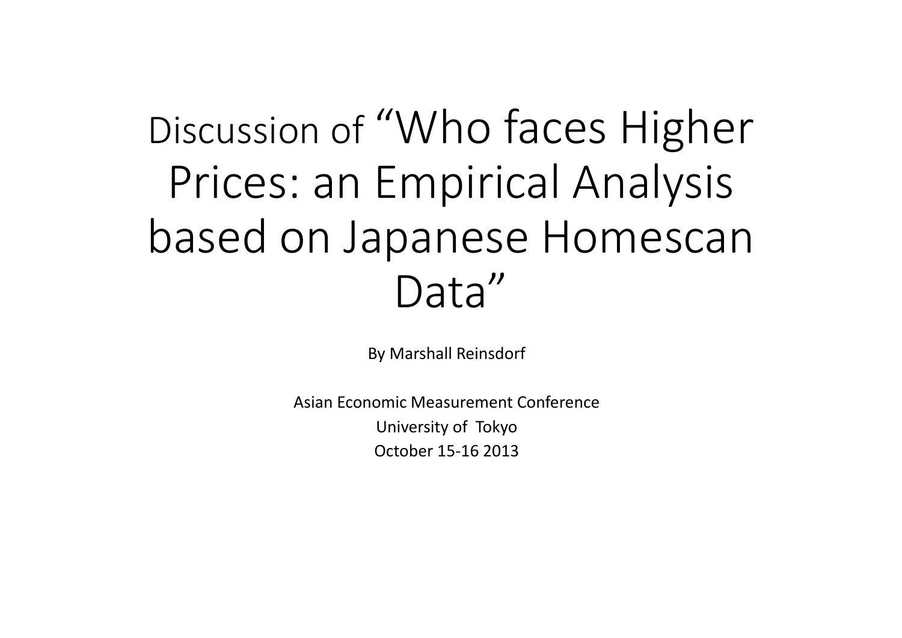# Discussion of "Who faces Higher Prices: an Empirical Analysis based on Japanese Homescan Data"

By Marshall Reinsdorf

Asian Economic Measurement Conference  
University of Tokyo  
October 15-16 2013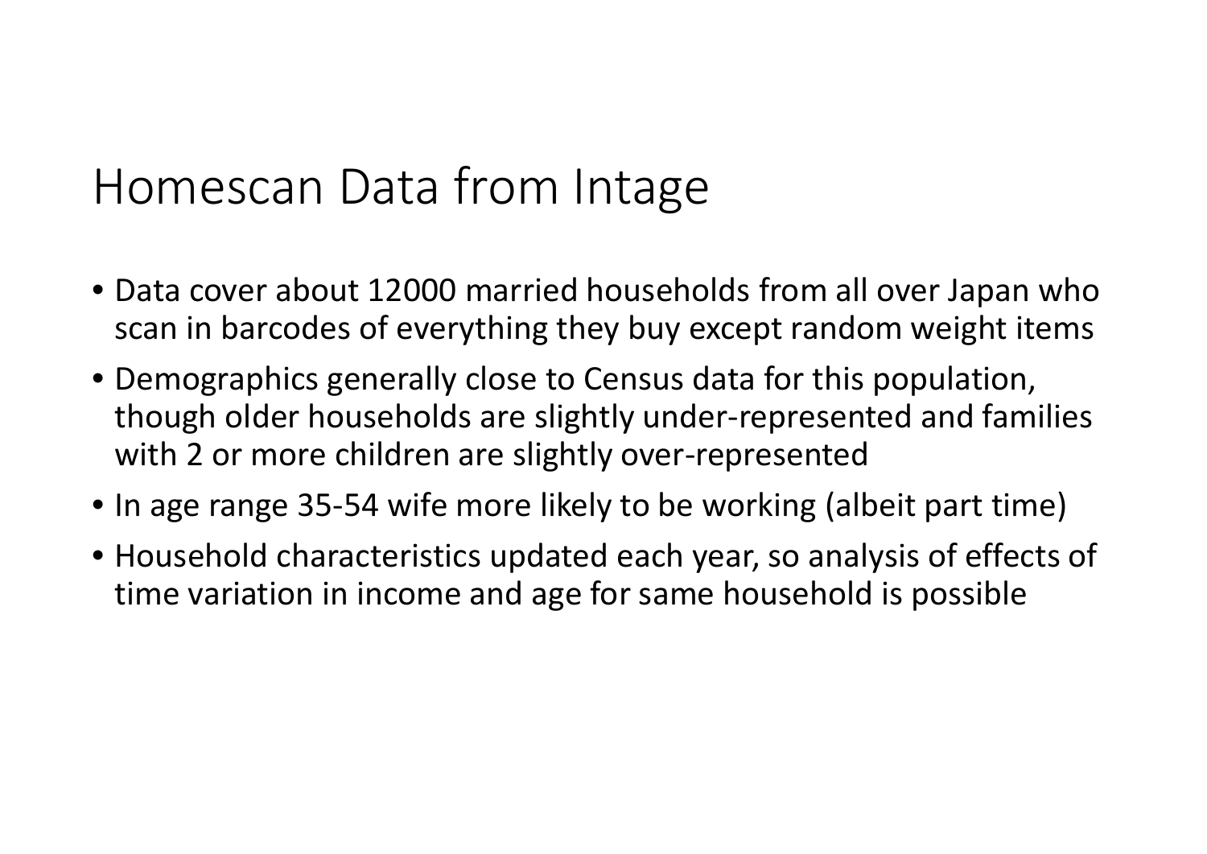# Homescan Data from Intage

- Data cover about 12000 married households from all over Japan who scan in barcodes of everything they buy except random weight items
- Demographics generally close to Census data for this population, though older households are slightly under-represented and families with 2 or more children are slightly over-represented
- In age range 35-54 wife more likely to be working (albeit part time)
- Household characteristics updated each year, so analysis of effects of time variation in income and age for same household is possible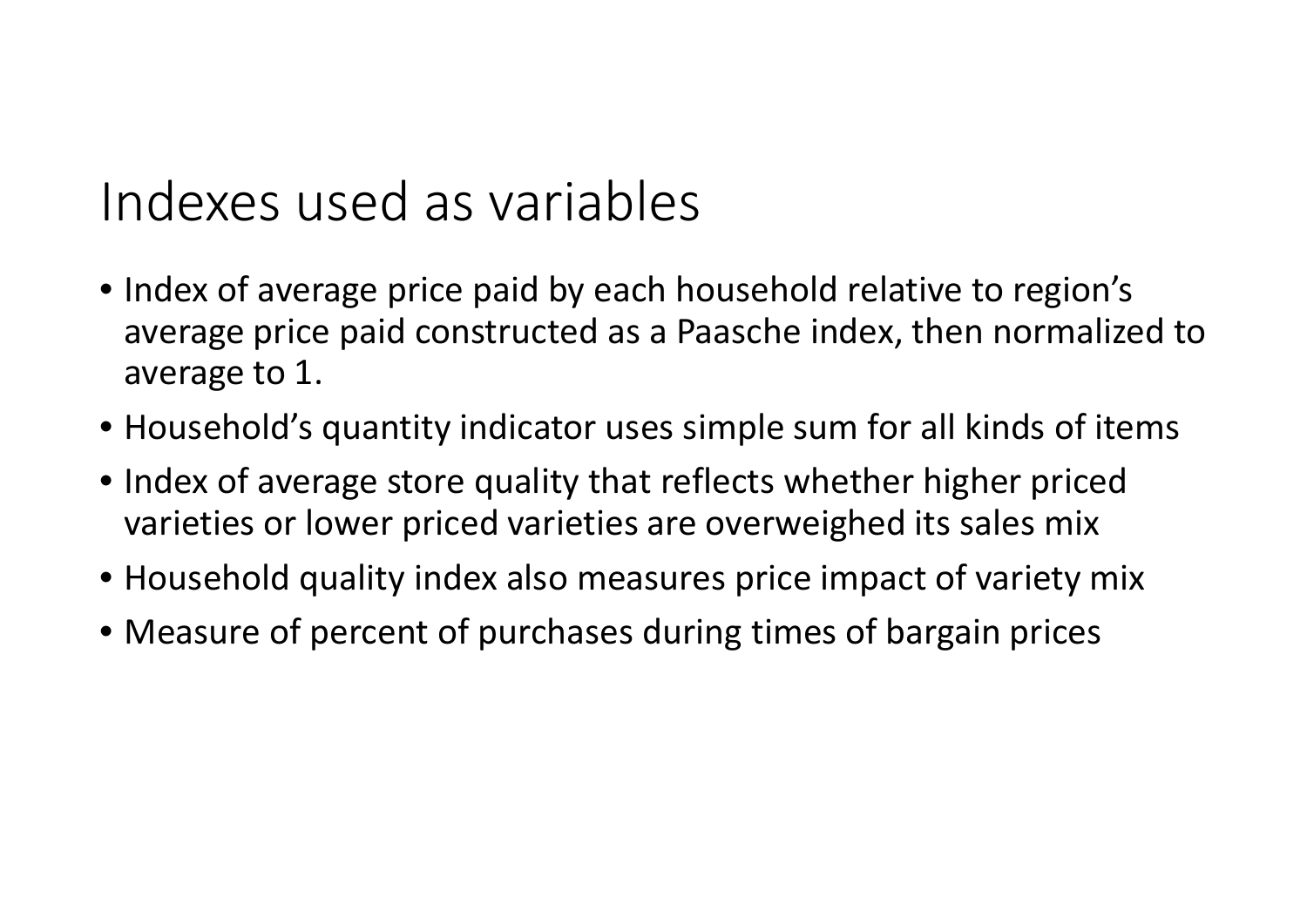# Indexes used as variables

- Index of average price paid by each household relative to region's average price paid constructed as a Paasche index, then normalized to average to 1.
- Household's quantity indicator uses simple sum for all kinds of items
- Index of average store quality that reflects whether higher priced varieties or lower priced varieties are overweighed its sales mix
- Household quality index also measures price impact of variety mix
- Measure of percent of purchases during times of bargain prices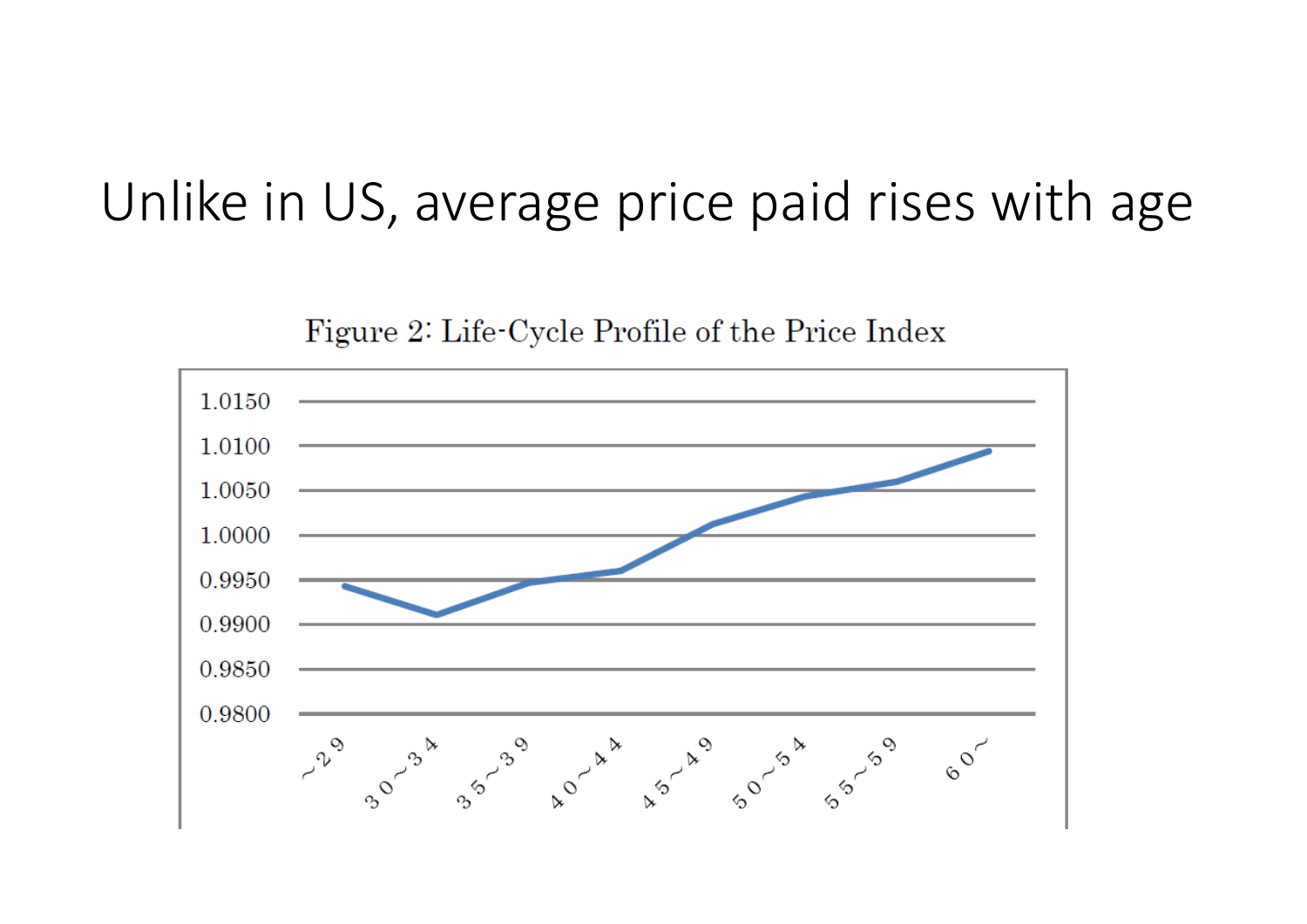# Unlike in US, average price paid rises with age

Figure 2: Life-Cycle Profile of the Price Index

| Age | ~29 | 30~34 | 35~39 | 40~44 | 45~49 | 50~54 | 55~59 | 60~ |
|---|---|---|---|---|---|---|---|---|

Y-axis: 0.9800, 0.9850, 0.9900, 0.9950, 1.0000, 1.0050, 1.0100, 1.0150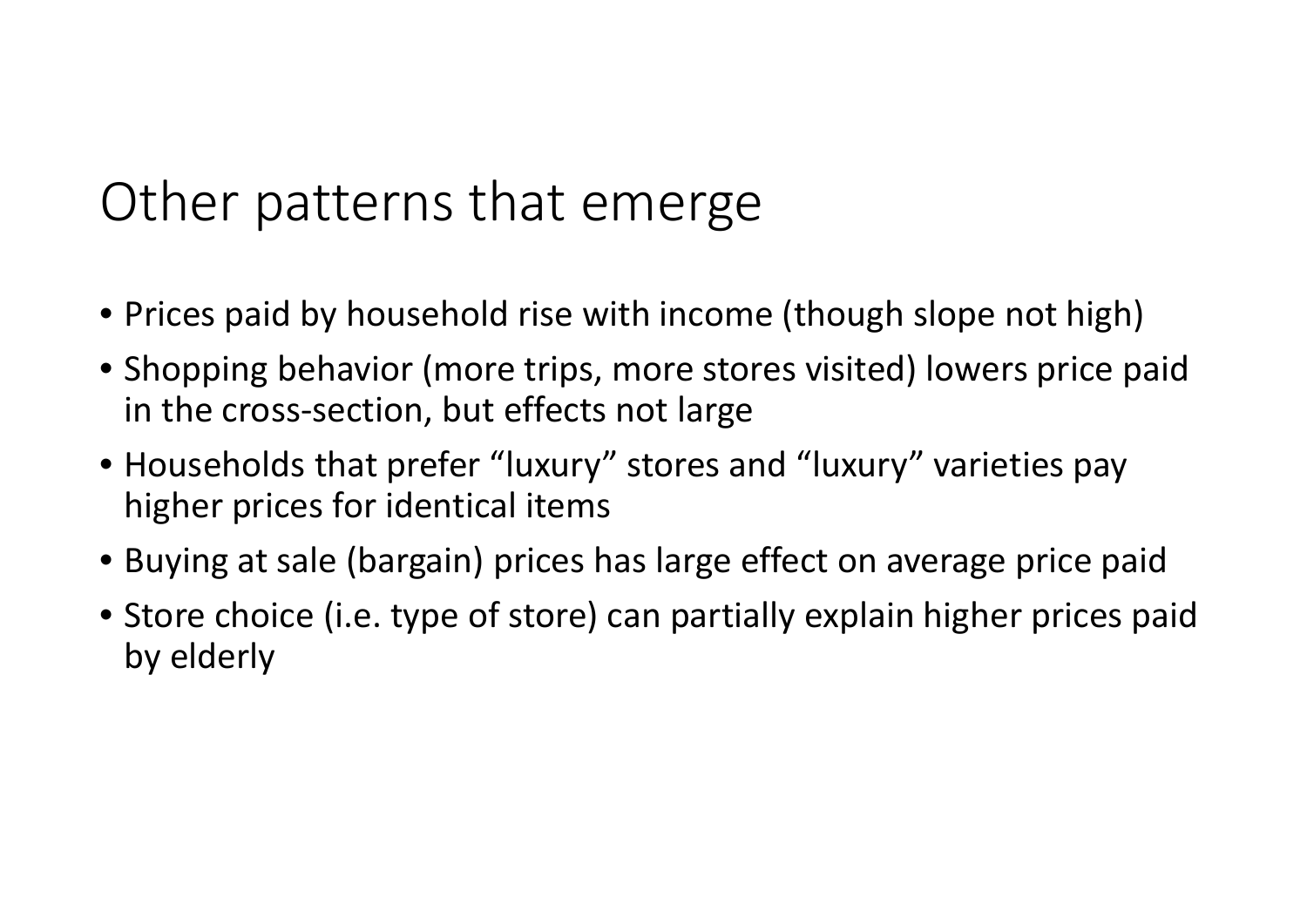# Other patterns that emerge

- Prices paid by household rise with income (though slope not high)
- Shopping behavior (more trips, more stores visited) lowers price paid in the cross-section, but effects not large
- Households that prefer “luxury” stores and “luxury” varieties pay higher prices for identical items
- Buying at sale (bargain) prices has large effect on average price paid
- Store choice (i.e. type of store) can partially explain higher prices paid by elderly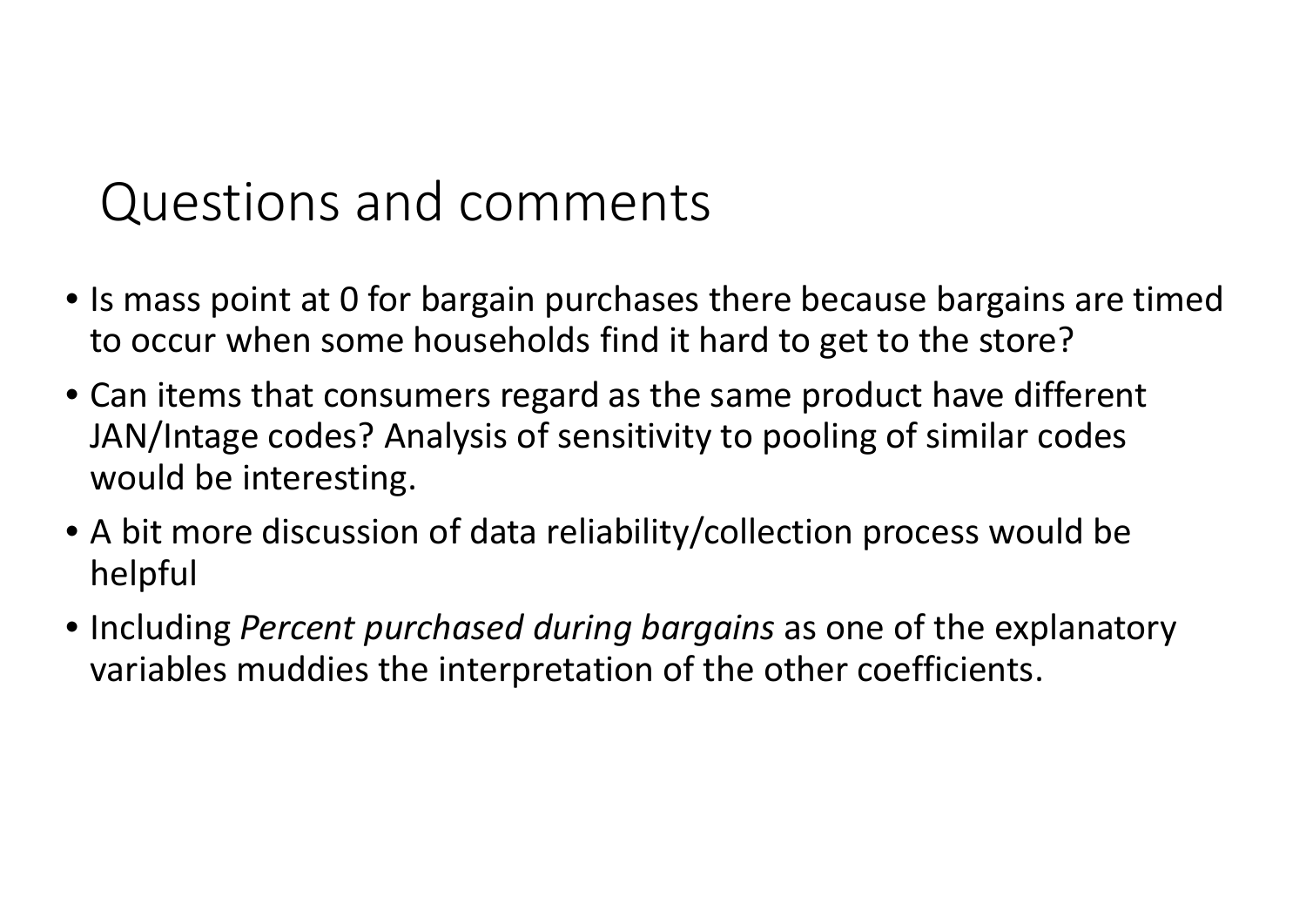# Questions and comments

- Is mass point at 0 for bargain purchases there because bargains are timed to occur when some households find it hard to get to the store?
- Can items that consumers regard as the same product have different JAN/Intage codes? Analysis of sensitivity to pooling of similar codes would be interesting.
- A bit more discussion of data reliability/collection process would be helpful
- Including *Percent purchased during bargains* as one of the explanatory variables muddies the interpretation of the other coefficients.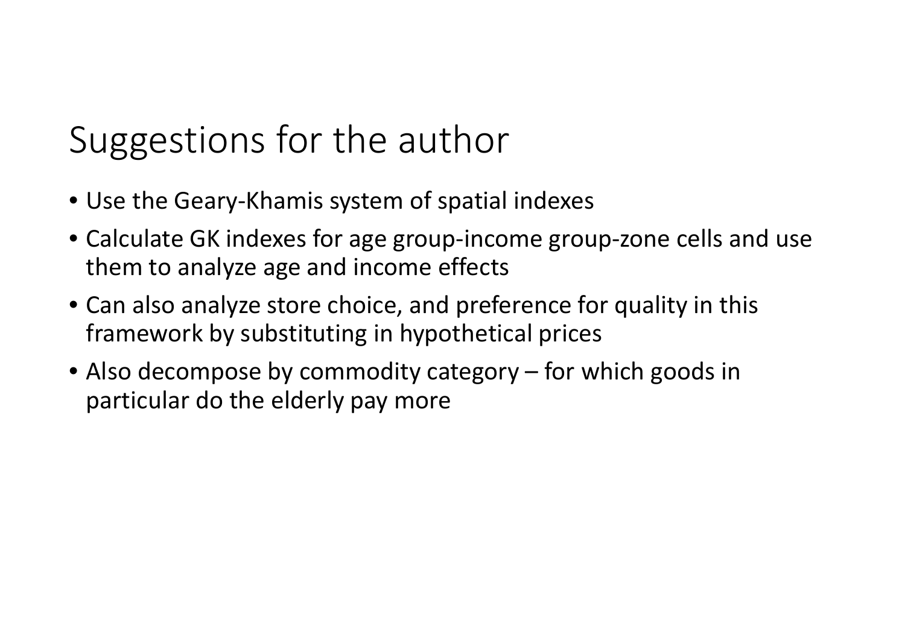# Suggestions for the author

- Use the Geary-Khamis system of spatial indexes
- Calculate GK indexes for age group-income group-zone cells and use them to analyze age and income effects
- Can also analyze store choice, and preference for quality in this framework by substituting in hypothetical prices
- Also decompose by commodity category – for which goods in particular do the elderly pay more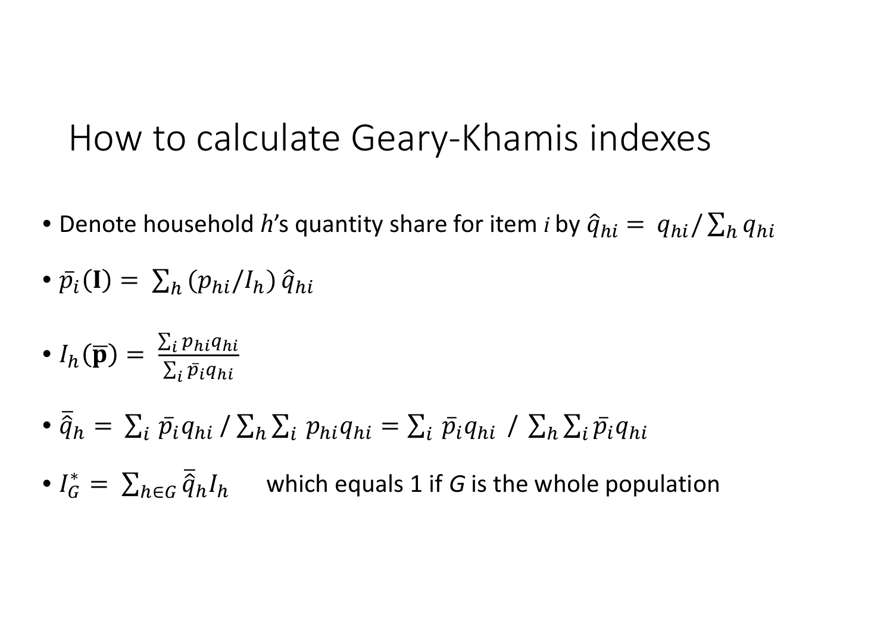# How to calculate Geary-Khamis indexes

- Denote household $h$'s quantity share for item $i$ by $\hat{q}_{hi} = q_{hi} / \sum_h q_{hi}$
- $\bar{p}_i(\mathbf{I}) = \sum_h (p_{hi}/I_h)\, \hat{q}_{hi}$
- $I_h(\bar{\mathbf{p}}) = \frac{\sum_i p_{hi} q_{hi}}{\sum_i \bar{p}_i q_{hi}}$
- $\bar{\hat{q}}_h = \sum_i \bar{p}_i q_{hi} \,/ \sum_h \sum_i p_{hi} q_{hi} = \sum_i \bar{p}_i q_{hi} \;/\; \sum_h \sum_i \bar{p}_i q_{hi}$
- $I_G^* = \sum_{h \in G} \bar{\hat{q}}_h I_h$ which equals 1 if *G* is the whole population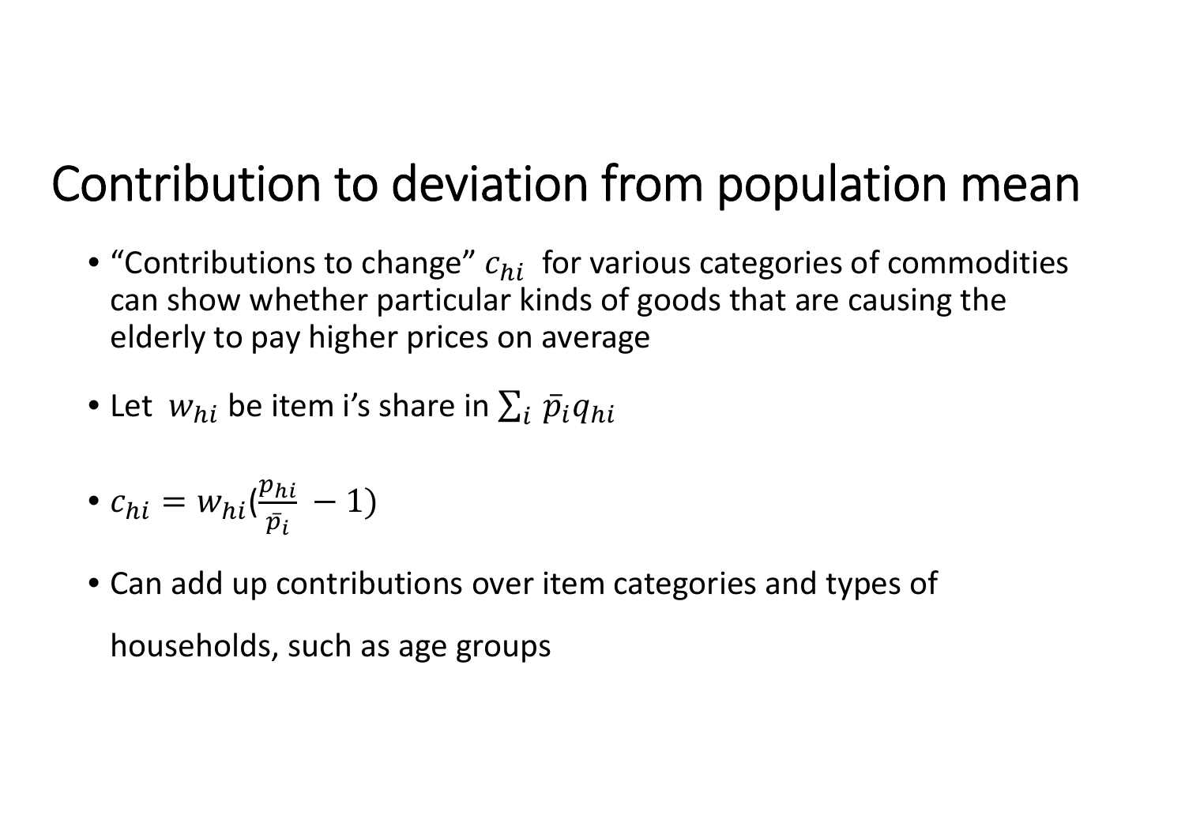# Contribution to deviation from population mean

- "Contributions to change" $c_{hi}$ for various categories of commodities can show whether particular kinds of goods that are causing the elderly to pay higher prices on average
- Let $w_{hi}$ be item i's share in $\sum_i \bar{p}_i q_{hi}$
- $c_{hi} = w_{hi}(\frac{p_{hi}}{\bar{p}_i} - 1)$
- Can add up contributions over item categories and types of households, such as age groups